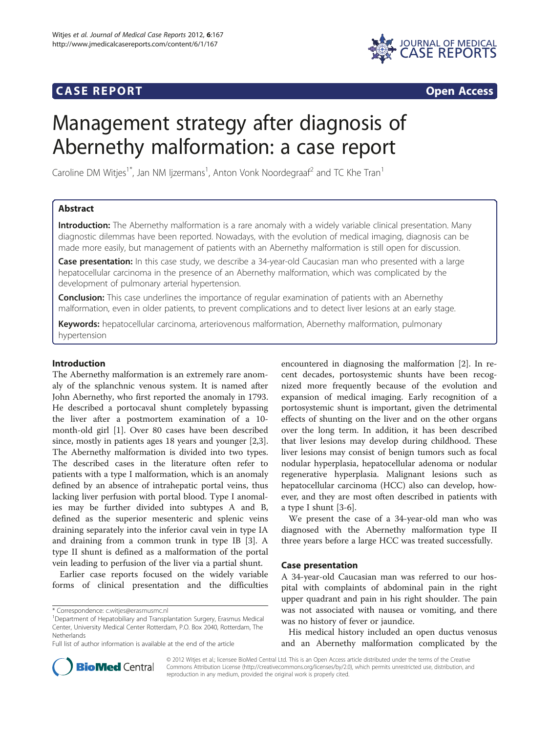**CASE REPORT** **Open Access**

# Management strategy after diagnosis of Abernethy malformation: a case report

Caroline DM Witjes[1*], Jan NM Ijzermans[1], Anton Vonk Noordegraaf[2] and TC Khe Tran[1]

## Abstract

**Introduction:** The Abernethy malformation is a rare anomaly with a widely variable clinical presentation. Many diagnostic dilemmas have been reported. Nowadays, with the evolution of medical imaging, diagnosis can be made more easily, but management of patients with an Abernethy malformation is still open for discussion.

**Case presentation:** In this case study, we describe a 34-year-old Caucasian man who presented with a large hepatocellular carcinoma in the presence of an Abernethy malformation, which was complicated by the development of pulmonary arterial hypertension.

**Conclusion:** This case underlines the importance of regular examination of patients with an Abernethy malformation, even in older patients, to prevent complications and to detect liver lesions at an early stage.

**Keywords:** hepatocellular carcinoma, arteriovenous malformation, Abernethy malformation, pulmonary hypertension

## Introduction

The Abernethy malformation is an extremely rare anomaly of the splanchnic venous system. It is named after John Abernethy, who first reported the anomaly in 1793. He described a portocaval shunt completely bypassing the liver after a postmortem examination of a 10-month-old girl [1]. Over 80 cases have been described since, mostly in patients ages 18 years and younger [2,3]. The Abernethy malformation is divided into two types. The described cases in the literature often refer to patients with a type I malformation, which is an anomaly defined by an absence of intrahepatic portal veins, thus lacking liver perfusion with portal blood. Type I anomalies may be further divided into subtypes A and B, defined as the superior mesenteric and splenic veins draining separately into the inferior caval vein in type IA and draining from a common trunk in type IB [3]. A type II shunt is defined as a malformation of the portal vein leading to perfusion of the liver via a partial shunt.

Earlier case reports focused on the widely variable forms of clinical presentation and the difficulties encountered in diagnosing the malformation [2]. In recent decades, portosystemic shunts have been recognized more frequently because of the evolution and expansion of medical imaging. Early recognition of a portosystemic shunt is important, given the detrimental effects of shunting on the liver and on the other organs over the long term. In addition, it has been described that liver lesions may develop during childhood. These liver lesions may consist of benign tumors such as focal nodular hyperplasia, hepatocellular adenoma or nodular regenerative hyperplasia. Malignant lesions such as hepatocellular carcinoma (HCC) also can develop, however, and they are most often described in patients with a type I shunt [3-6].

We present the case of a 34-year-old man who was diagnosed with the Abernethy malformation type II three years before a large HCC was treated successfully.

## Case presentation

A 34-year-old Caucasian man was referred to our hospital with complaints of abdominal pain in the right upper quadrant and pain in his right shoulder. The pain was not associated with nausea or vomiting, and there was no history of fever or jaundice.

His medical history included an open ductus venosus and an Abernethy malformation complicated by the

\* Correspondence: c.witjes@erasmusmc.nl

[1]Department of Hepatobiliary and Transplantation Surgery, Erasmus Medical Center, University Medical Center Rotterdam, P.O. Box 2040, Rotterdam, The Netherlands

Full list of author information is available at the end of the article

© 2012 Witjes et al.; licensee BioMed Central Ltd. This is an Open Access article distributed under the terms of the Creative Commons Attribution License (http://creativecommons.org/licenses/by/2.0), which permits unrestricted use, distribution, and reproduction in any medium, provided the original work is properly cited.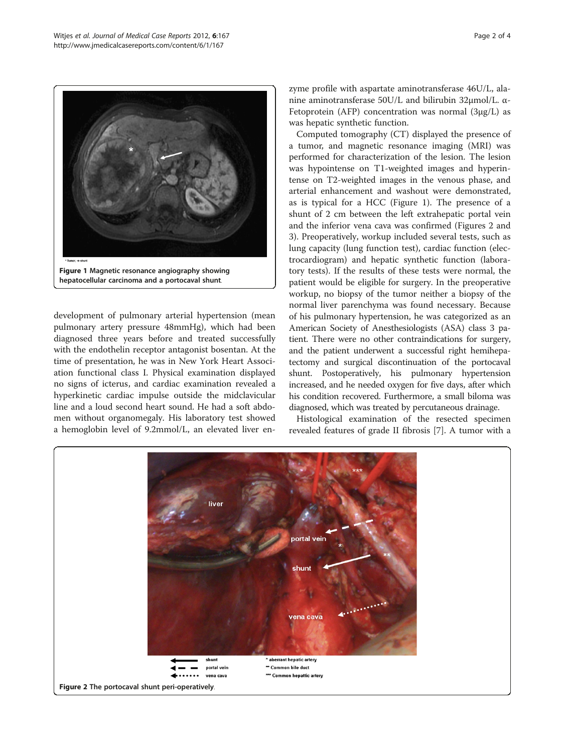* Tumor; → shunt

**Figure 1** Magnetic resonance angiography showing hepatocellular carcinoma and a portocaval shunt.

development of pulmonary arterial hypertension (mean pulmonary artery pressure 48mmHg), which had been diagnosed three years before and treated successfully with the endothelin receptor antagonist bosentan. At the time of presentation, he was in New York Heart Association functional class I. Physical examination displayed no signs of icterus, and cardiac examination revealed a hyperkinetic cardiac impulse outside the midclavicular line and a loud second heart sound. He had a soft abdomen without organomegaly. His laboratory test showed a hemoglobin level of 9.2mmol/L, an elevated liver enzyme profile with aspartate aminotransferase 46U/L, alanine aminotransferase 50U/L and bilirubin 32μmol/L. α-Fetoprotein (AFP) concentration was normal (3μg/L) as was hepatic synthetic function.

Computed tomography (CT) displayed the presence of a tumor, and magnetic resonance imaging (MRI) was performed for characterization of the lesion. The lesion was hypointense on T1-weighted images and hyperintense on T2-weighted images in the venous phase, and arterial enhancement and washout were demonstrated, as is typical for a HCC (Figure 1). The presence of a shunt of 2 cm between the left extrahepatic portal vein and the inferior vena cava was confirmed (Figures 2 and 3). Preoperatively, workup included several tests, such as lung capacity (lung function test), cardiac function (electrocardiogram) and hepatic synthetic function (laboratory tests). If the results of these tests were normal, the patient would be eligible for surgery. In the preoperative workup, no biopsy of the tumor neither a biopsy of the normal liver parenchyma was found necessary. Because of his pulmonary hypertension, he was categorized as an American Society of Anesthesiologists (ASA) class 3 patient. There were no other contraindications for surgery, and the patient underwent a successful right hemihepatectomy and surgical discontinuation of the portocaval shunt. Postoperatively, his pulmonary hypertension increased, and he needed oxygen for five days, after which his condition recovered. Furthermore, a small biloma was diagnosed, which was treated by percutaneous drainage.

Histological examination of the resected specimen revealed features of grade II fibrosis [7]. A tumor with a

Legend: ← (solid) shunt; ← (dashed) portal vein; ← (dotted) vena cava; * aberrant hepatic artery; ** Common bile duct; *** Common hepatic artery

**Figure 2** The portocaval shunt peri-operatively.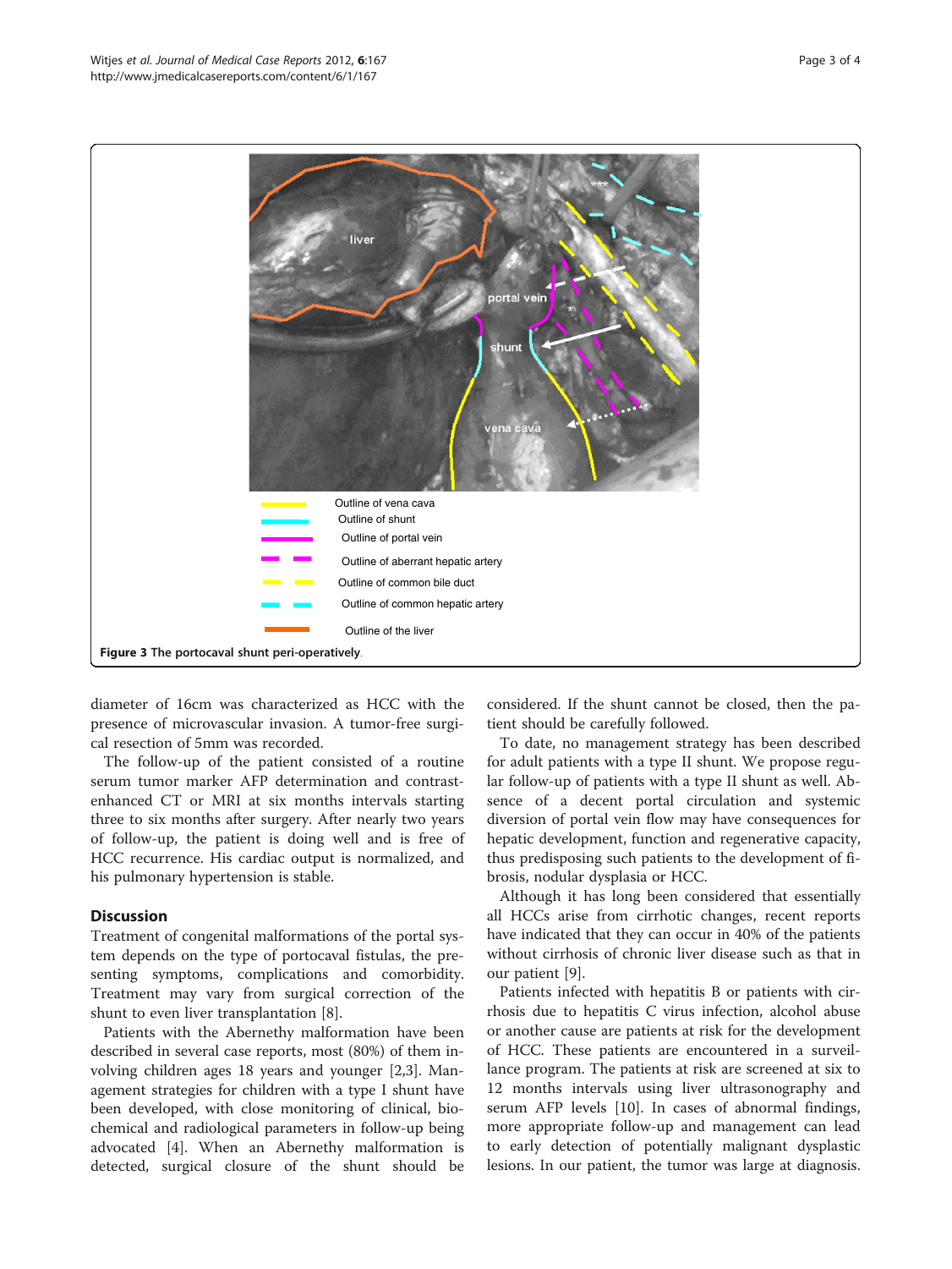Figure 3 The portocaval shunt peri-operatively.

diameter of 16cm was characterized as HCC with the presence of microvascular invasion. A tumor-free surgical resection of 5mm was recorded.

The follow-up of the patient consisted of a routine serum tumor marker AFP determination and contrast-enhanced CT or MRI at six months intervals starting three to six months after surgery. After nearly two years of follow-up, the patient is doing well and is free of HCC recurrence. His cardiac output is normalized, and his pulmonary hypertension is stable.

## Discussion

Treatment of congenital malformations of the portal system depends on the type of portocaval fistulas, the presenting symptoms, complications and comorbidity. Treatment may vary from surgical correction of the shunt to even liver transplantation [8].

Patients with the Abernethy malformation have been described in several case reports, most (80%) of them involving children ages 18 years and younger [2,3]. Management strategies for children with a type I shunt have been developed, with close monitoring of clinical, biochemical and radiological parameters in follow-up being advocated [4]. When an Abernethy malformation is detected, surgical closure of the shunt should be considered. If the shunt cannot be closed, then the patient should be carefully followed.

To date, no management strategy has been described for adult patients with a type II shunt. We propose regular follow-up of patients with a type II shunt as well. Absence of a decent portal circulation and systemic diversion of portal vein flow may have consequences for hepatic development, function and regenerative capacity, thus predisposing such patients to the development of fibrosis, nodular dysplasia or HCC.

Although it has long been considered that essentially all HCCs arise from cirrhotic changes, recent reports have indicated that they can occur in 40% of the patients without cirrhosis of chronic liver disease such as that in our patient [9].

Patients infected with hepatitis B or patients with cirrhosis due to hepatitis C virus infection, alcohol abuse or another cause are patients at risk for the development of HCC. These patients are encountered in a surveillance program. The patients at risk are screened at six to 12 months intervals using liver ultrasonography and serum AFP levels [10]. In cases of abnormal findings, more appropriate follow-up and management can lead to early detection of potentially malignant dysplastic lesions. In our patient, the tumor was large at diagnosis.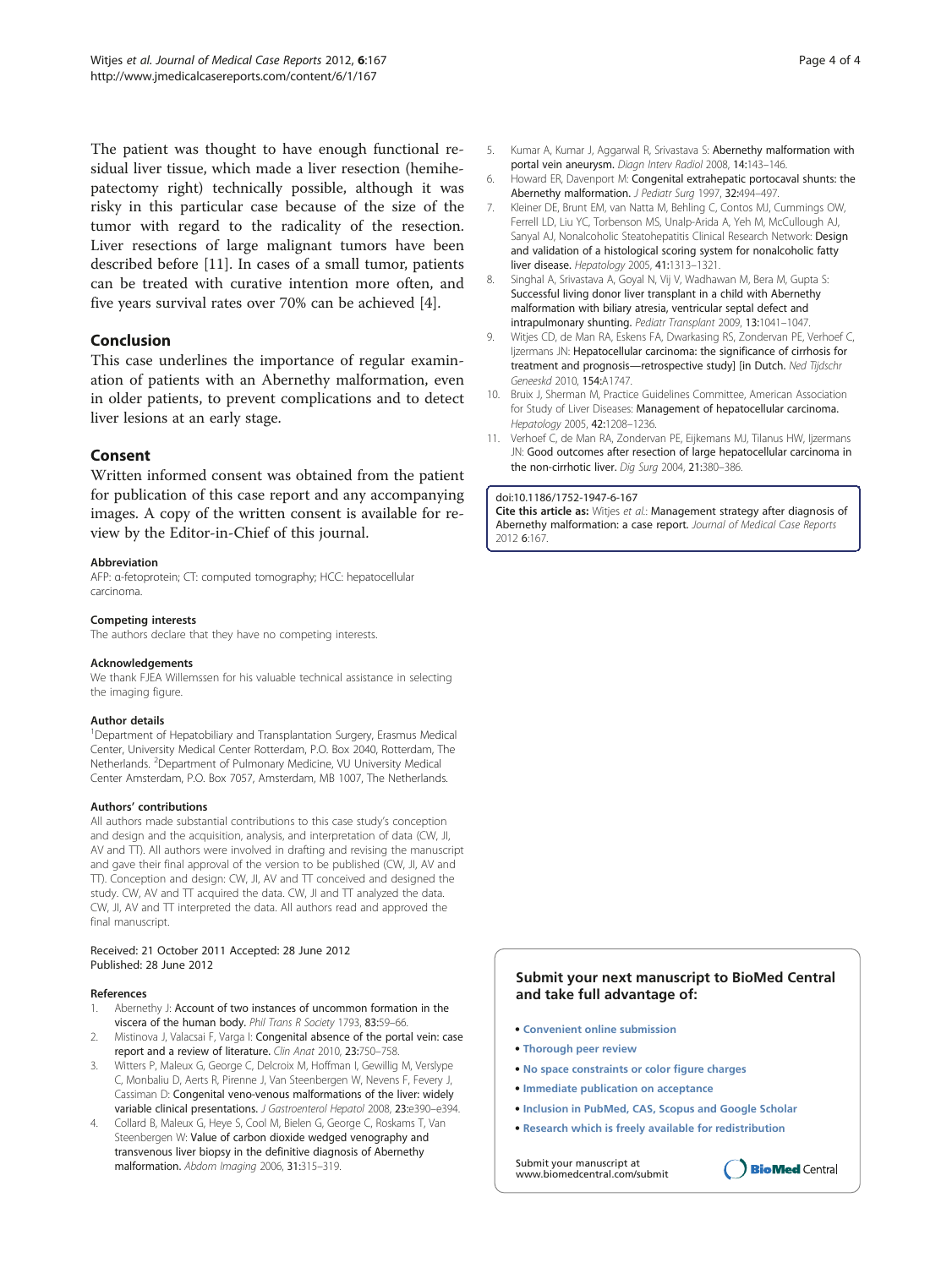The patient was thought to have enough functional residual liver tissue, which made a liver resection (hemihepatectomy right) technically possible, although it was risky in this particular case because of the size of the tumor with regard to the radicality of the resection. Liver resections of large malignant tumors have been described before [11]. In cases of a small tumor, patients can be treated with curative intention more often, and five years survival rates over 70% can be achieved [4].

## Conclusion

This case underlines the importance of regular examination of patients with an Abernethy malformation, even in older patients, to prevent complications and to detect liver lesions at an early stage.

## Consent

Written informed consent was obtained from the patient for publication of this case report and any accompanying images. A copy of the written consent is available for review by the Editor-in-Chief of this journal.

#### Abbreviation

AFP: α-fetoprotein; CT: computed tomography; HCC: hepatocellular carcinoma.

#### Competing interests

The authors declare that they have no competing interests.

#### Acknowledgements

We thank FJEA Willemssen for his valuable technical assistance in selecting the imaging figure.

#### Author details

[1]Department of Hepatobiliary and Transplantation Surgery, Erasmus Medical Center, University Medical Center Rotterdam, P.O. Box 2040, Rotterdam, The Netherlands. [2]Department of Pulmonary Medicine, VU University Medical Center Amsterdam, P.O. Box 7057, Amsterdam, MB 1007, The Netherlands.

#### Authors' contributions

All authors made substantial contributions to this case study's conception and design and the acquisition, analysis, and interpretation of data (CW, JI, AV and TT). All authors were involved in drafting and revising the manuscript and gave their final approval of the version to be published (CW, JI, AV and TT). Conception and design: CW, JI, AV and TT conceived and designed the study. CW, AV and TT acquired the data. CW, JI and TT analyzed the data. CW, JI, AV and TT interpreted the data. All authors read and approved the final manuscript.

Received: 21 October 2011 Accepted: 28 June 2012
Published: 28 June 2012

#### References

1. Abernethy J: **Account of two instances of uncommon formation in the viscera of the human body.** *Phil Trans R Society* 1793, **83:**59–66.
2. Mistinova J, Valacsai F, Varga I: **Congenital absence of the portal vein: case report and a review of literature.** *Clin Anat* 2010, **23:**750–758.
3. Witters P, Maleux G, George C, Delcroix M, Hoffman I, Gewillig M, Verslype C, Monbaliu D, Aerts R, Pirenne J, Van Steenbergen W, Nevens F, Fevery J, Cassiman D: **Congenital veno-venous malformations of the liver: widely variable clinical presentations.** *J Gastroenterol Hepatol* 2008, **23:**e390–e394.
4. Collard B, Maleux G, Heye S, Cool M, Bielen G, George C, Roskams T, Van Steenbergen W: **Value of carbon dioxide wedged venography and transvenous liver biopsy in the definitive diagnosis of Abernethy malformation.** *Abdom Imaging* 2006, **31:**315–319.
5. Kumar A, Kumar J, Aggarwal R, Srivastava S: **Abernethy malformation with portal vein aneurysm.** *Diagn Interv Radiol* 2008, **14:**143–146.
6. Howard ER, Davenport M: **Congenital extrahepatic portocaval shunts: the Abernethy malformation.** *J Pediatr Surg* 1997, **32:**494–497.
7. Kleiner DE, Brunt EM, van Natta M, Behling C, Contos MJ, Cummings OW, Ferrell LD, Liu YC, Torbenson MS, Unalp-Arida A, Yeh M, McCullough AJ, Sanyal AJ, Nonalcoholic Steatohepatitis Clinical Research Network: **Design and validation of a histological scoring system for nonalcoholic fatty liver disease.** *Hepatology* 2005, **41:**1313–1321.
8. Singhal A, Srivastava A, Goyal N, Vij V, Wadhawan M, Bera M, Gupta S: **Successful living donor liver transplant in a child with Abernethy malformation with biliary atresia, ventricular septal defect and intrapulmonary shunting.** *Pediatr Transplant* 2009, **13:**1041–1047.
9. Witjes CD, de Man RA, Eskens FA, Dwarkasing RS, Zondervan PE, Verhoef C, Ijzermans JN: **Hepatocellular carcinoma: the significance of cirrhosis for treatment and prognosis—retrospective study] [in Dutch.** *Ned Tijdschr Geneeskd* 2010, **154:**A1747.
10. Bruix J, Sherman M, Practice Guidelines Committee, American Association for Study of Liver Diseases: **Management of hepatocellular carcinoma.** *Hepatology* 2005, **42:**1208–1236.
11. Verhoef C, de Man RA, Zondervan PE, Eijkemans MJ, Tilanus HW, Ijzermans JN: **Good outcomes after resection of large hepatocellular carcinoma in the non-cirrhotic liver.** *Dig Surg* 2004, **21:**380–386.

doi:10.1186/1752-1947-6-167

**Cite this article as:** Witjes *et al.*: Management strategy after diagnosis of Abernethy malformation: a case report. *Journal of Medical Case Reports* 2012 **6**:167.

**Submit your next manuscript to BioMed Central and take full advantage of:**

- **Convenient online submission**
- **Thorough peer review**
- **No space constraints or color figure charges**
- **Immediate publication on acceptance**
- **Inclusion in PubMed, CAS, Scopus and Google Scholar**
- **Research which is freely available for redistribution**

Submit your manuscript at www.biomedcentral.com/submit

BioMed Central